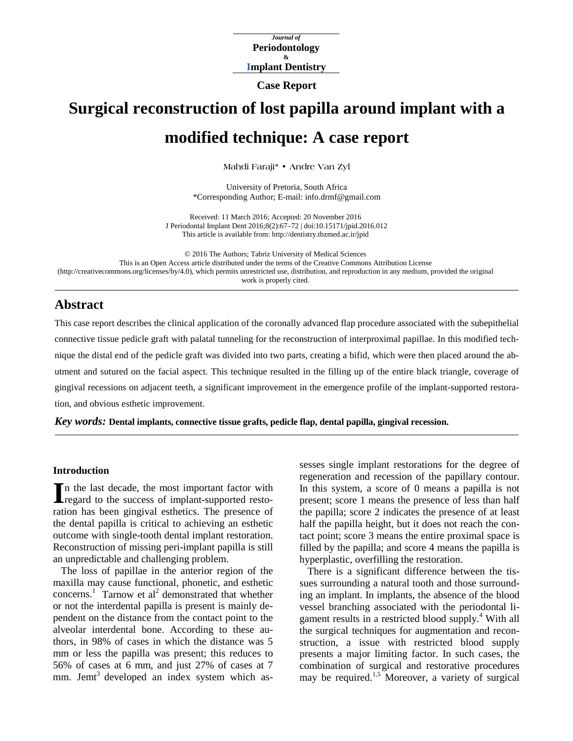Journal of
**Periodontology**
&
**Implant Dentistry**

**Case Report**

# Surgical reconstruction of lost papilla around implant with a modified technique: A case report

Mahdi Faraji* • Andre Van Zyl

University of Pretoria, South Africa
*Corresponding Author; E-mail: info.drmf@gmail.com

Received: 11 March 2016; Accepted: 20 November 2016
J Periodontal Implant Dent 2016;8(2):67–72 | doi:10.15171/jpid.2016.012
This article is available from: http://dentistry.tbzmed.ac.ir/jpid

© 2016 The Authors; Tabriz University of Medical Sciences
This is an Open Access article distributed under the terms of the Creative Commons Attribution License (http://creativecommons.org/licenses/by/4.0), which permits unrestricted use, distribution, and reproduction in any medium, provided the original work is properly cited.

## Abstract

This case report describes the clinical application of the coronally advanced flap procedure associated with the subepithelial connective tissue pedicle graft with palatal tunneling for the reconstruction of interproximal papillae. In this modified technique the distal end of the pedicle graft was divided into two parts, creating a bifid, which were then placed around the abutment and sutured on the facial aspect. This technique resulted in the filling up of the entire black triangle, coverage of gingival recessions on adjacent teeth, a significant improvement in the emergence profile of the implant-supported restoration, and obvious esthetic improvement.

***Key words:*** **Dental implants, connective tissue grafts, pedicle flap, dental papilla, gingival recession.**

### Introduction

In the last decade, the most important factor with regard to the success of implant-supported restoration has been gingival esthetics. The presence of the dental papilla is critical to achieving an esthetic outcome with single-tooth dental implant restoration. Reconstruction of missing peri-implant papilla is still an unpredictable and challenging problem.

The loss of papillae in the anterior region of the maxilla may cause functional, phonetic, and esthetic concerns.[1] Tarnow et al[2] demonstrated that whether or not the interdental papilla is present is mainly dependent on the distance from the contact point to the alveolar interdental bone. According to these authors, in 98% of cases in which the distance was 5 mm or less the papilla was present; this reduces to 56% of cases at 6 mm, and just 27% of cases at 7 mm. Jemt[3] developed an index system which assesses single implant restorations for the degree of regeneration and recession of the papillary contour. In this system, a score of 0 means a papilla is not present; score 1 means the presence of less than half the papilla; score 2 indicates the presence of at least half the papilla height, but it does not reach the contact point; score 3 means the entire proximal space is filled by the papilla; and score 4 means the papilla is hyperplastic, overfilling the restoration.

There is a significant difference between the tissues surrounding a natural tooth and those surrounding an implant. In implants, the absence of the blood vessel branching associated with the periodontal ligament results in a restricted blood supply.[4] With all the surgical techniques for augmentation and reconstruction, a issue with restricted blood supply presents a major limiting factor. In such cases, the combination of surgical and restorative procedures may be required.[1,5] Moreover, a variety of surgical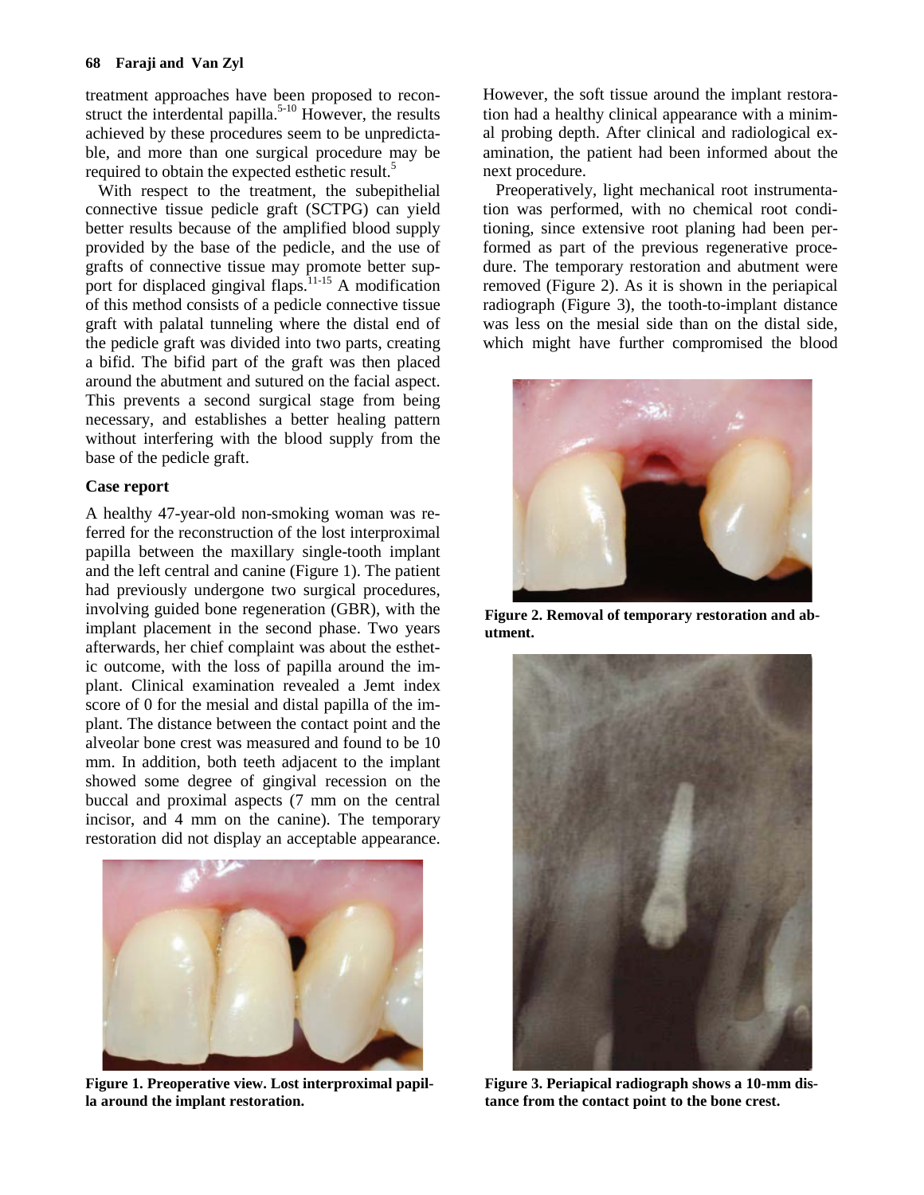treatment approaches have been proposed to reconstruct the interdental papilla.[5-10] However, the results achieved by these procedures seem to be unpredictable, and more than one surgical procedure may be required to obtain the expected esthetic result.[5]

With respect to the treatment, the subepithelial connective tissue pedicle graft (SCTPG) can yield better results because of the amplified blood supply provided by the base of the pedicle, and the use of grafts of connective tissue may promote better support for displaced gingival flaps.[11-15] A modification of this method consists of a pedicle connective tissue graft with palatal tunneling where the distal end of the pedicle graft was divided into two parts, creating a bifid. The bifid part of the graft was then placed around the abutment and sutured on the facial aspect. This prevents a second surgical stage from being necessary, and establishes a better healing pattern without interfering with the blood supply from the base of the pedicle graft.

## Case report

A healthy 47-year-old non-smoking woman was referred for the reconstruction of the lost interproximal papilla between the maxillary single-tooth implant and the left central and canine (Figure 1). The patient had previously undergone two surgical procedures, involving guided bone regeneration (GBR), with the implant placement in the second phase. Two years afterwards, her chief complaint was about the esthetic outcome, with the loss of papilla around the implant. Clinical examination revealed a Jemt index score of 0 for the mesial and distal papilla of the implant. The distance between the contact point and the alveolar bone crest was measured and found to be 10 mm. In addition, both teeth adjacent to the implant showed some degree of gingival recession on the buccal and proximal aspects (7 mm on the central incisor, and 4 mm on the canine). The temporary restoration did not display an acceptable appearance.

**Figure 1. Preoperative view. Lost interproximal papilla around the implant restoration.**

However, the soft tissue around the implant restoration had a healthy clinical appearance with a minimal probing depth. After clinical and radiological examination, the patient had been informed about the next procedure.

Preoperatively, light mechanical root instrumentation was performed, with no chemical root conditioning, since extensive root planing had been performed as part of the previous regenerative procedure. The temporary restoration and abutment were removed (Figure 2). As it is shown in the periapical radiograph (Figure 3), the tooth-to-implant distance was less on the mesial side than on the distal side, which might have further compromised the blood

**Figure 2. Removal of temporary restoration and abutment.**

**Figure 3. Periapical radiograph shows a 10-mm distance from the contact point to the bone crest.**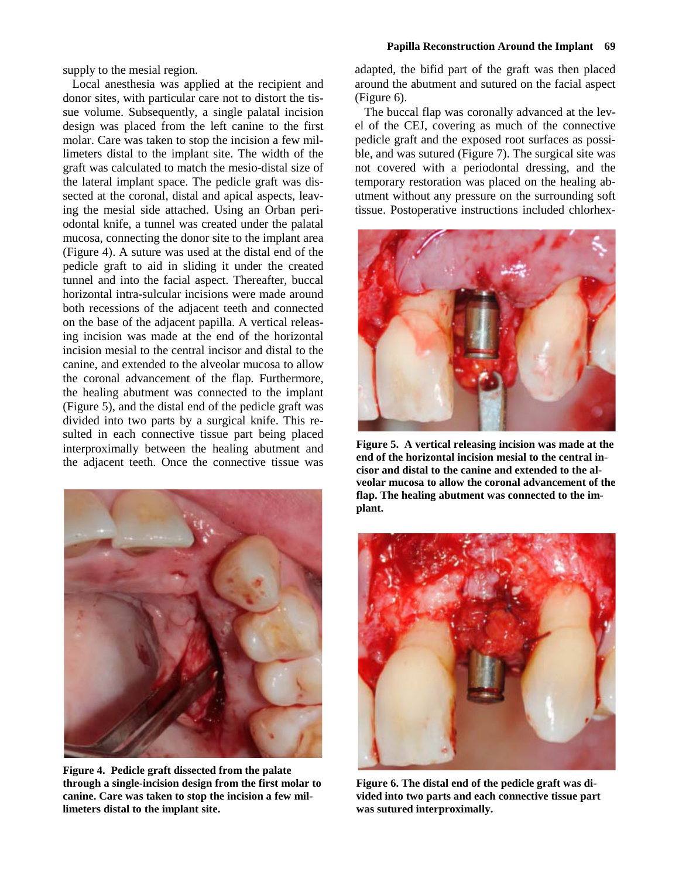supply to the mesial region.

Local anesthesia was applied at the recipient and donor sites, with particular care not to distort the tissue volume. Subsequently, a single palatal incision design was placed from the left canine to the first molar. Care was taken to stop the incision a few millimeters distal to the implant site. The width of the graft was calculated to match the mesio-distal size of the lateral implant space. The pedicle graft was dissected at the coronal, distal and apical aspects, leaving the mesial side attached. Using an Orban periodontal knife, a tunnel was created under the palatal mucosa, connecting the donor site to the implant area (Figure 4). A suture was used at the distal end of the pedicle graft to aid in sliding it under the created tunnel and into the facial aspect. Thereafter, buccal horizontal intra-sulcular incisions were made around both recessions of the adjacent teeth and connected on the base of the adjacent papilla. A vertical releasing incision was made at the end of the horizontal incision mesial to the central incisor and distal to the canine, and extended to the alveolar mucosa to allow the coronal advancement of the flap. Furthermore, the healing abutment was connected to the implant (Figure 5), and the distal end of the pedicle graft was divided into two parts by a surgical knife. This resulted in each connective tissue part being placed interproximally between the healing abutment and the adjacent teeth. Once the connective tissue was adapted, the bifid part of the graft was then placed around the abutment and sutured on the facial aspect (Figure 6).

The buccal flap was coronally advanced at the level of the CEJ, covering as much of the connective pedicle graft and the exposed root surfaces as possible, and was sutured (Figure 7). The surgical site was not covered with a periodontal dressing, and the temporary restoration was placed on the healing abutment without any pressure on the surrounding soft tissue. Postoperative instructions included chlorhex-

**Figure 4. Pedicle graft dissected from the palate through a single-incision design from the first molar to canine. Care was taken to stop the incision a few millimeters distal to the implant site.**

**Figure 5. A vertical releasing incision was made at the end of the horizontal incision mesial to the central incisor and distal to the canine and extended to the alveolar mucosa to allow the coronal advancement of the flap. The healing abutment was connected to the implant.**

**Figure 6. The distal end of the pedicle graft was divided into two parts and each connective tissue part was sutured interproximally.**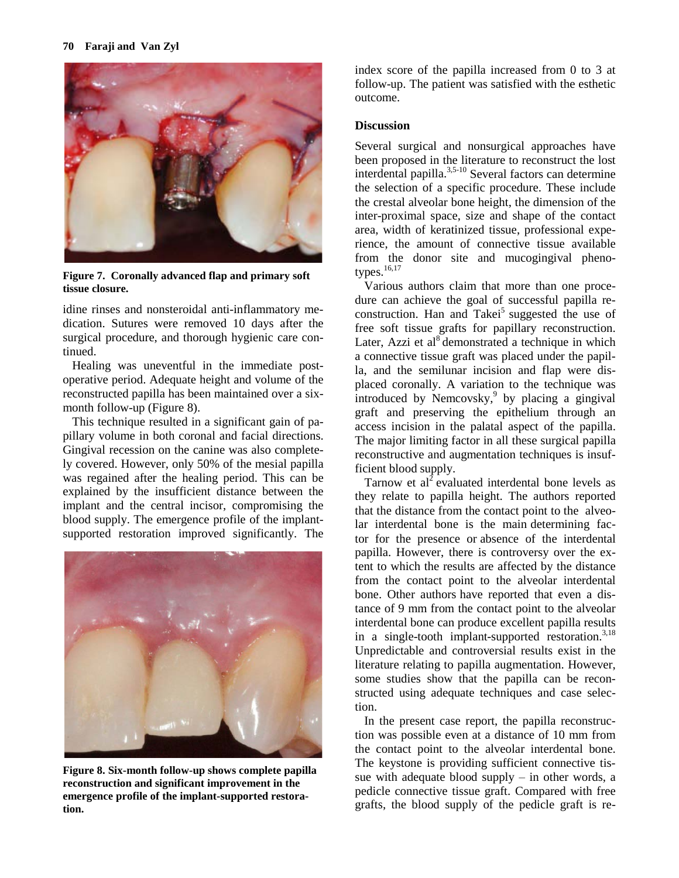Figure 7. Coronally advanced flap and primary soft tissue closure.

idine rinses and nonsteroidal anti-inflammatory medication. Sutures were removed 10 days after the surgical procedure, and thorough hygienic care continued.

Healing was uneventful in the immediate postoperative period. Adequate height and volume of the reconstructed papilla has been maintained over a six-month follow-up (Figure 8).

This technique resulted in a significant gain of papillary volume in both coronal and facial directions. Gingival recession on the canine was also completely covered. However, only 50% of the mesial papilla was regained after the healing period. This can be explained by the insufficient distance between the implant and the central incisor, compromising the blood supply. The emergence profile of the implant-supported restoration improved significantly. The index score of the papilla increased from 0 to 3 at follow-up. The patient was satisfied with the esthetic outcome.

Figure 8. Six-month follow-up shows complete papilla reconstruction and significant improvement in the emergence profile of the implant-supported restoration.

## Discussion

Several surgical and nonsurgical approaches have been proposed in the literature to reconstruct the lost interdental papilla.[3,5-10] Several factors can determine the selection of a specific procedure. These include the crestal alveolar bone height, the dimension of the inter-proximal space, size and shape of the contact area, width of keratinized tissue, professional experience, the amount of connective tissue available from the donor site and mucogingival phenotypes.[16,17]

Various authors claim that more than one procedure can achieve the goal of successful papilla reconstruction. Han and Takei[5] suggested the use of free soft tissue grafts for papillary reconstruction. Later, Azzi et al[8] demonstrated a technique in which a connective tissue graft was placed under the papilla, and the semilunar incision and flap were displaced coronally. A variation to the technique was introduced by Nemcovsky,[9] by placing a gingival graft and preserving the epithelium through an access incision in the palatal aspect of the papilla. The major limiting factor in all these surgical papilla reconstructive and augmentation techniques is insufficient blood supply.

Tarnow et al[2] evaluated interdental bone levels as they relate to papilla height. The authors reported that the distance from the contact point to the alveolar interdental bone is the main determining factor for the presence or absence of the interdental papilla. However, there is controversy over the extent to which the results are affected by the distance from the contact point to the alveolar interdental bone. Other authors have reported that even a distance of 9 mm from the contact point to the alveolar interdental bone can produce excellent papilla results in a single-tooth implant-supported restoration.[3,18] Unpredictable and controversial results exist in the literature relating to papilla augmentation. However, some studies show that the papilla can be reconstructed using adequate techniques and case selection.

In the present case report, the papilla reconstruction was possible even at a distance of 10 mm from the contact point to the alveolar interdental bone. The keystone is providing sufficient connective tissue with adequate blood supply – in other words, a pedicle connective tissue graft. Compared with free grafts, the blood supply of the pedicle graft is re-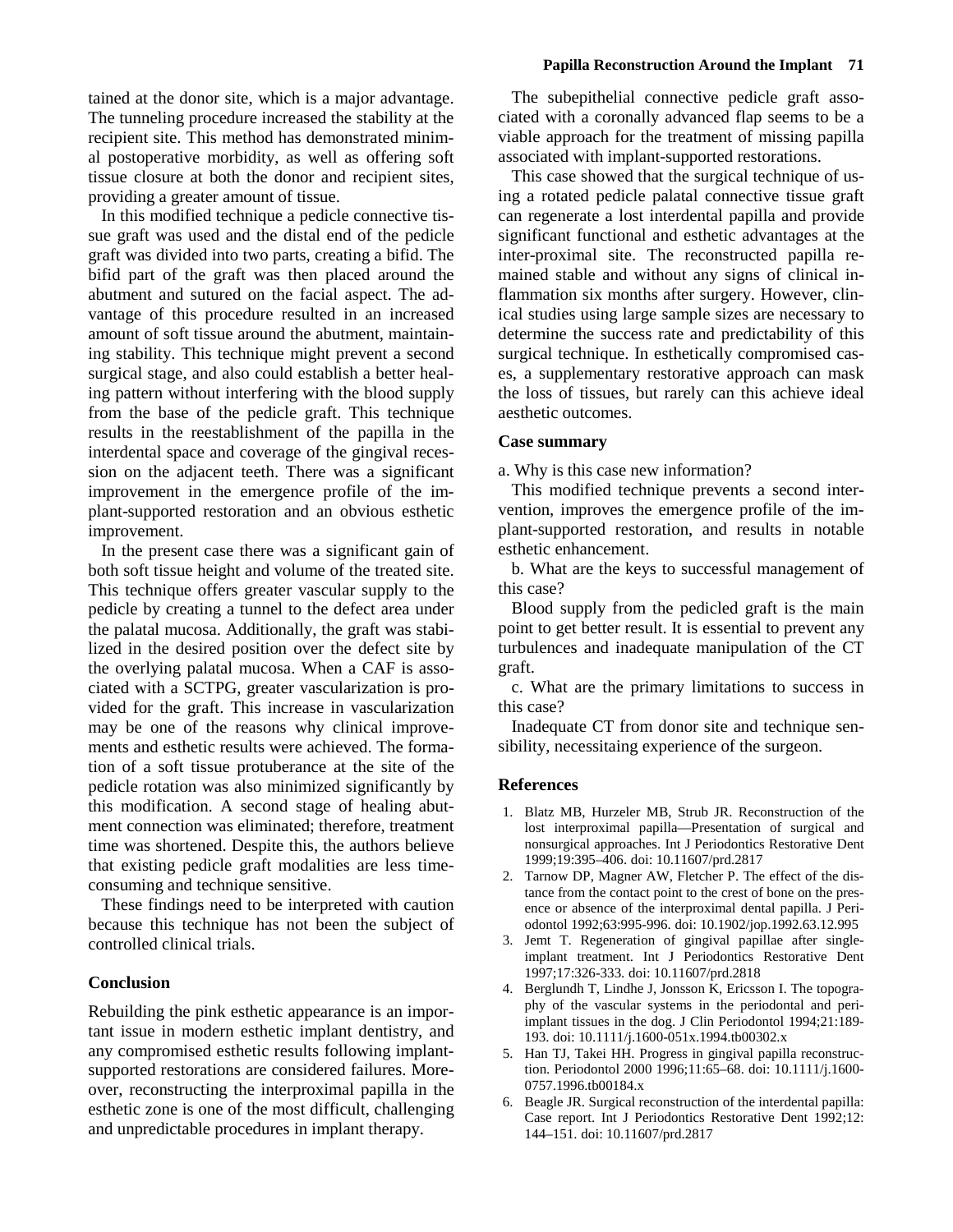tained at the donor site, which is a major advantage. The tunneling procedure increased the stability at the recipient site. This method has demonstrated minimal postoperative morbidity, as well as offering soft tissue closure at both the donor and recipient sites, providing a greater amount of tissue.

In this modified technique a pedicle connective tissue graft was used and the distal end of the pedicle graft was divided into two parts, creating a bifid. The bifid part of the graft was then placed around the abutment and sutured on the facial aspect. The advantage of this procedure resulted in an increased amount of soft tissue around the abutment, maintaining stability. This technique might prevent a second surgical stage, and also could establish a better healing pattern without interfering with the blood supply from the base of the pedicle graft. This technique results in the reestablishment of the papilla in the interdental space and coverage of the gingival recession on the adjacent teeth. There was a significant improvement in the emergence profile of the implant-supported restoration and an obvious esthetic improvement.

In the present case there was a significant gain of both soft tissue height and volume of the treated site. This technique offers greater vascular supply to the pedicle by creating a tunnel to the defect area under the palatal mucosa. Additionally, the graft was stabilized in the desired position over the defect site by the overlying palatal mucosa. When a CAF is associated with a SCTPG, greater vascularization is provided for the graft. This increase in vascularization may be one of the reasons why clinical improvements and esthetic results were achieved. The formation of a soft tissue protuberance at the site of the pedicle rotation was also minimized significantly by this modification. A second stage of healing abutment connection was eliminated; therefore, treatment time was shortened. Despite this, the authors believe that existing pedicle graft modalities are less time-consuming and technique sensitive.

These findings need to be interpreted with caution because this technique has not been the subject of controlled clinical trials.

## Conclusion

Rebuilding the pink esthetic appearance is an important issue in modern esthetic implant dentistry, and any compromised esthetic results following implant-supported restorations are considered failures. Moreover, reconstructing the interproximal papilla in the esthetic zone is one of the most difficult, challenging and unpredictable procedures in implant therapy.

The subepithelial connective pedicle graft associated with a coronally advanced flap seems to be a viable approach for the treatment of missing papilla associated with implant-supported restorations.

This case showed that the surgical technique of using a rotated pedicle palatal connective tissue graft can regenerate a lost interdental papilla and provide significant functional and esthetic advantages at the inter-proximal site. The reconstructed papilla remained stable and without any signs of clinical inflammation six months after surgery. However, clinical studies using large sample sizes are necessary to determine the success rate and predictability of this surgical technique. In esthetically compromised cases, a supplementary restorative approach can mask the loss of tissues, but rarely can this achieve ideal aesthetic outcomes.

### Case summary

a. Why is this case new information?

This modified technique prevents a second intervention, improves the emergence profile of the implant-supported restoration, and results in notable esthetic enhancement.

b. What are the keys to successful management of this case?

Blood supply from the pedicled graft is the main point to get better result. It is essential to prevent any turbulences and inadequate manipulation of the CT graft.

c. What are the primary limitations to success in this case?

Inadequate CT from donor site and technique sensibility, necessitaing experience of the surgeon.

## References

1. Blatz MB, Hurzeler MB, Strub JR. Reconstruction of the lost interproximal papilla—Presentation of surgical and nonsurgical approaches. Int J Periodontics Restorative Dent 1999;19:395–406. doi: 10.11607/prd.2817
2. Tarnow DP, Magner AW, Fletcher P. The effect of the distance from the contact point to the crest of bone on the presence or absence of the interproximal dental papilla. J Periodontol 1992;63:995-996. doi: 10.1902/jop.1992.63.12.995
3. Jemt T. Regeneration of gingival papillae after single-implant treatment. Int J Periodontics Restorative Dent 1997;17:326-333. doi: 10.11607/prd.2818
4. Berglundh T, Lindhe J, Jonsson K, Ericsson I. The topography of the vascular systems in the periodontal and peri-implant tissues in the dog. J Clin Periodontol 1994;21:189-193. doi: 10.1111/j.1600-051x.1994.tb00302.x
5. Han TJ, Takei HH. Progress in gingival papilla reconstruction. Periodontol 2000 1996;11:65–68. doi: 10.1111/j.1600-0757.1996.tb00184.x
6. Beagle JR. Surgical reconstruction of the interdental papilla: Case report. Int J Periodontics Restorative Dent 1992;12: 144–151. doi: 10.11607/prd.2817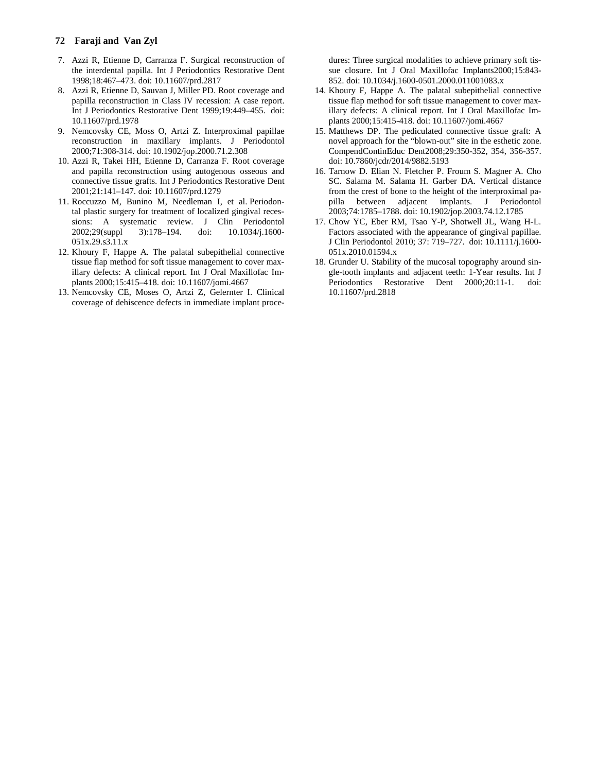7. Azzi R, Etienne D, Carranza F. Surgical reconstruction of the interdental papilla. Int J Periodontics Restorative Dent 1998;18:467–473. doi: 10.11607/prd.2817
8. Azzi R, Etienne D, Sauvan J, Miller PD. Root coverage and papilla reconstruction in Class IV recession: A case report. Int J Periodontics Restorative Dent 1999;19:449–455. doi: 10.11607/prd.1978
9. Nemcovsky CE, Moss O, Artzi Z. Interproximal papillae reconstruction in maxillary implants. J Periodontol 2000;71:308-314. doi: 10.1902/jop.2000.71.2.308
10. Azzi R, Takei HH, Etienne D, Carranza F. Root coverage and papilla reconstruction using autogenous osseous and connective tissue grafts. Int J Periodontics Restorative Dent 2001;21:141–147. doi: 10.11607/prd.1279
11. Roccuzzo M, Bunino M, Needleman I, et al. Periodontal plastic surgery for treatment of localized gingival recessions: A systematic review. J Clin Periodontol 2002;29(suppl 3):178–194. doi: 10.1034/j.1600-051x.29.s3.11.x
12. Khoury F, Happe A. The palatal subepithelial connective tissue flap method for soft tissue management to cover maxillary defects: A clinical report. Int J Oral Maxillofac Implants 2000;15:415–418. doi: 10.11607/jomi.4667
13. Nemcovsky CE, Moses O, Artzi Z, Gelernter I. Clinical coverage of dehiscence defects in immediate implant procedures: Three surgical modalities to achieve primary soft tissue closure. Int J Oral Maxillofac Implants2000;15:843-852. doi: 10.1034/j.1600-0501.2000.011001083.x
14. Khoury F, Happe A. The palatal subepithelial connective tissue flap method for soft tissue management to cover maxillary defects: A clinical report. Int J Oral Maxillofac Implants 2000;15:415-418. doi: 10.11607/jomi.4667
15. Matthews DP. The pediculated connective tissue graft: A novel approach for the “blown-out” site in the esthetic zone. CompendContinEduc Dent2008;29:350-352, 354, 356-357. doi: 10.7860/jcdr/2014/9882.5193
16. Tarnow D. Elian N. Fletcher P. Froum S. Magner A. Cho SC. Salama M. Salama H. Garber DA. Vertical distance from the crest of bone to the height of the interproximal papilla between adjacent implants. J Periodontol 2003;74:1785–1788. doi: 10.1902/jop.2003.74.12.1785
17. Chow YC, Eber RM, Tsao Y-P, Shotwell JL, Wang H-L. Factors associated with the appearance of gingival papillae. J Clin Periodontol 2010; 37: 719–727. doi: 10.1111/j.1600-051x.2010.01594.x
18. Grunder U. Stability of the mucosal topography around single-tooth implants and adjacent teeth: 1-Year results. Int J Periodontics Restorative Dent 2000;20:11-1. doi: 10.11607/prd.2818